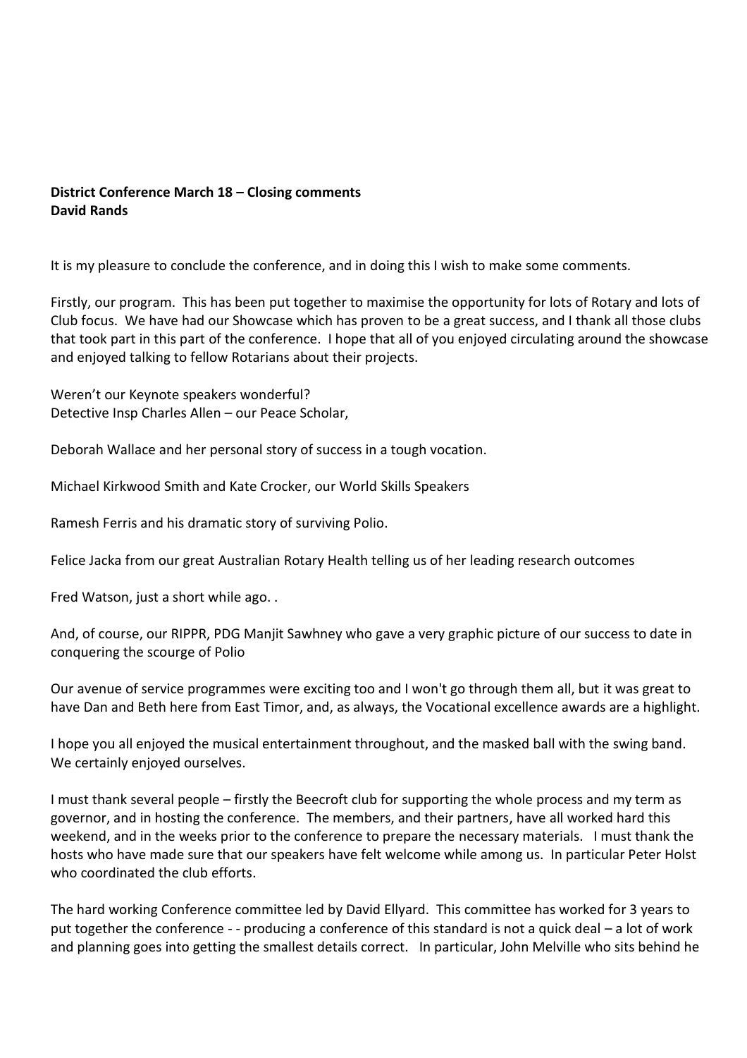**District Conference March 18 – Closing comments**
**David Rands**

It is my pleasure to conclude the conference, and in doing this I wish to make some comments.

Firstly, our program. This has been put together to maximise the opportunity for lots of Rotary and lots of Club focus. We have had our Showcase which has proven to be a great success, and I thank all those clubs that took part in this part of the conference. I hope that all of you enjoyed circulating around the showcase and enjoyed talking to fellow Rotarians about their projects.

Weren't our Keynote speakers wonderful?
Detective Insp Charles Allen – our Peace Scholar,

Deborah Wallace and her personal story of success in a tough vocation.

Michael Kirkwood Smith and Kate Crocker, our World Skills Speakers

Ramesh Ferris and his dramatic story of surviving Polio.

Felice Jacka from our great Australian Rotary Health telling us of her leading research outcomes

Fred Watson, just a short while ago. .

And, of course, our RIPPR, PDG Manjit Sawhney who gave a very graphic picture of our success to date in conquering the scourge of Polio

Our avenue of service programmes were exciting too and I won't go through them all, but it was great to have Dan and Beth here from East Timor, and, as always, the Vocational excellence awards are a highlight.

I hope you all enjoyed the musical entertainment throughout, and the masked ball with the swing band. We certainly enjoyed ourselves.

I must thank several people – firstly the Beecroft club for supporting the whole process and my term as governor, and in hosting the conference. The members, and their partners, have all worked hard this weekend, and in the weeks prior to the conference to prepare the necessary materials. I must thank the hosts who have made sure that our speakers have felt welcome while among us. In particular Peter Holst who coordinated the club efforts.

The hard working Conference committee led by David Ellyard. This committee has worked for 3 years to put together the conference - - producing a conference of this standard is not a quick deal – a lot of work and planning goes into getting the smallest details correct. In particular, John Melville who sits behind he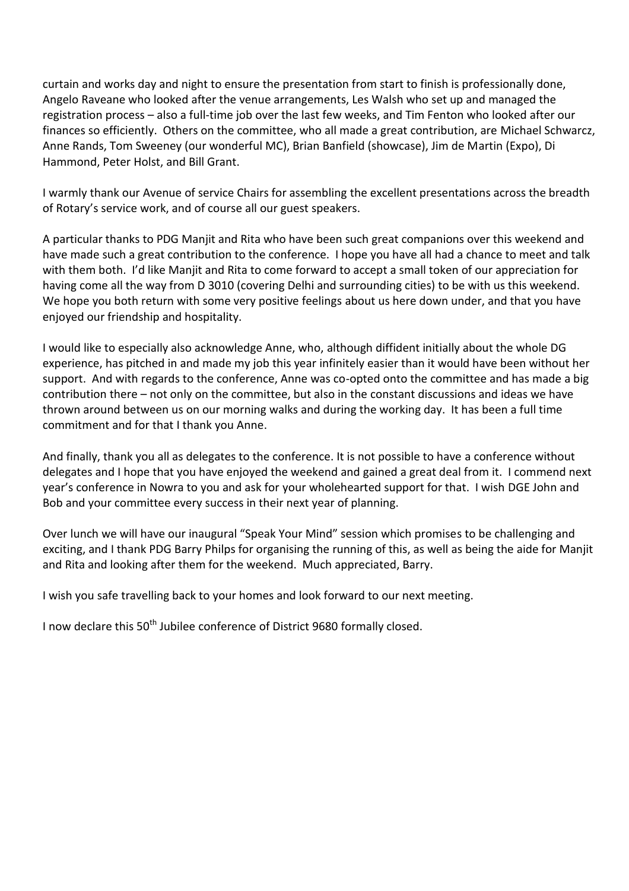curtain and works day and night to ensure the presentation from start to finish is professionally done, Angelo Raveane who looked after the venue arrangements, Les Walsh who set up and managed the registration process – also a full-time job over the last few weeks, and Tim Fenton who looked after our finances so efficiently. Others on the committee, who all made a great contribution, are Michael Schwarcz, Anne Rands, Tom Sweeney (our wonderful MC), Brian Banfield (showcase), Jim de Martin (Expo), Di Hammond, Peter Holst, and Bill Grant.

I warmly thank our Avenue of service Chairs for assembling the excellent presentations across the breadth of Rotary's service work, and of course all our guest speakers.

A particular thanks to PDG Manjit and Rita who have been such great companions over this weekend and have made such a great contribution to the conference. I hope you have all had a chance to meet and talk with them both. I'd like Manjit and Rita to come forward to accept a small token of our appreciation for having come all the way from D 3010 (covering Delhi and surrounding cities) to be with us this weekend. We hope you both return with some very positive feelings about us here down under, and that you have enjoyed our friendship and hospitality.

I would like to especially also acknowledge Anne, who, although diffident initially about the whole DG experience, has pitched in and made my job this year infinitely easier than it would have been without her support. And with regards to the conference, Anne was co-opted onto the committee and has made a big contribution there – not only on the committee, but also in the constant discussions and ideas we have thrown around between us on our morning walks and during the working day. It has been a full time commitment and for that I thank you Anne.

And finally, thank you all as delegates to the conference. It is not possible to have a conference without delegates and I hope that you have enjoyed the weekend and gained a great deal from it. I commend next year's conference in Nowra to you and ask for your wholehearted support for that. I wish DGE John and Bob and your committee every success in their next year of planning.

Over lunch we will have our inaugural "Speak Your Mind" session which promises to be challenging and exciting, and I thank PDG Barry Philps for organising the running of this, as well as being the aide for Manjit and Rita and looking after them for the weekend. Much appreciated, Barry.

I wish you safe travelling back to your homes and look forward to our next meeting.

I now declare this 50th Jubilee conference of District 9680 formally closed.